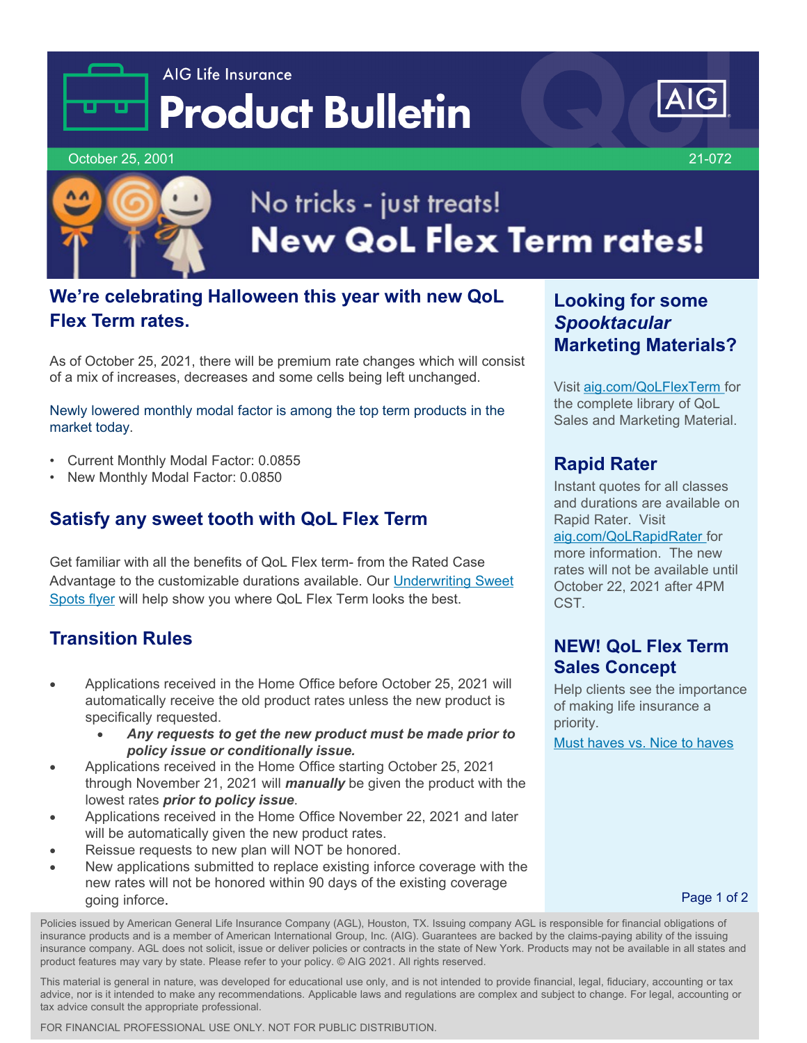AIG Life Insurance

# Product Bulletin

October 25, 2001 21-072

## No tricks - just treats!
## New QoL Flex Term rates!

### We're celebrating Halloween this year with new QoL Flex Term rates.

As of October 25, 2021, there will be premium rate changes which will consist of a mix of increases, decreases and some cells being left unchanged.

Newly lowered monthly modal factor is among the top term products in the market today.

- Current Monthly Modal Factor: 0.0855
- New Monthly Modal Factor: 0.0850

### Satisfy any sweet tooth with QoL Flex Term

Get familiar with all the benefits of QoL Flex term- from the Rated Case Advantage to the customizable durations available. Our Underwriting Sweet Spots flyer will help show you where QoL Flex Term looks the best.

### Transition Rules

- Applications received in the Home Office before October 25, 2021 will automatically receive the old product rates unless the new product is specifically requested.
  - ***Any requests to get the new product must be made prior to policy issue or conditionally issue.***
- Applications received in the Home Office starting October 25, 2021 through November 21, 2021 will ***manually*** be given the product with the lowest rates ***prior to policy issue***.
- Applications received in the Home Office November 22, 2021 and later will be automatically given the new product rates.
- Reissue requests to new plan will NOT be honored.
- New applications submitted to replace existing inforce coverage with the new rates will not be honored within 90 days of the existing coverage going inforce.

### Looking for some *Spooktacular* Marketing Materials?

Visit aig.com/QoLFlexTerm for the complete library of QoL Sales and Marketing Material.

### Rapid Rater

Instant quotes for all classes and durations are available on Rapid Rater. Visit aig.com/QoLRapidRater for more information. The new rates will not be available until October 22, 2021 after 4PM CST.

### NEW! QoL Flex Term Sales Concept

Help clients see the importance of making life insurance a priority.

Must haves vs. Nice to haves

Policies issued by American General Life Insurance Company (AGL), Houston, TX. Issuing company AGL is responsible for financial obligations of insurance products and is a member of American International Group, Inc. (AIG). Guarantees are backed by the claims-paying ability of the issuing insurance company. AGL does not solicit, issue or deliver policies or contracts in the state of New York. Products may not be available in all states and product features may vary by state. Please refer to your policy. © AIG 2021. All rights reserved.

This material is general in nature, was developed for educational use only, and is not intended to provide financial, legal, fiduciary, accounting or tax advice, nor is it intended to make any recommendations. Applicable laws and regulations are complex and subject to change. For legal, accounting or tax advice consult the appropriate professional.

FOR FINANCIAL PROFESSIONAL USE ONLY. NOT FOR PUBLIC DISTRIBUTION.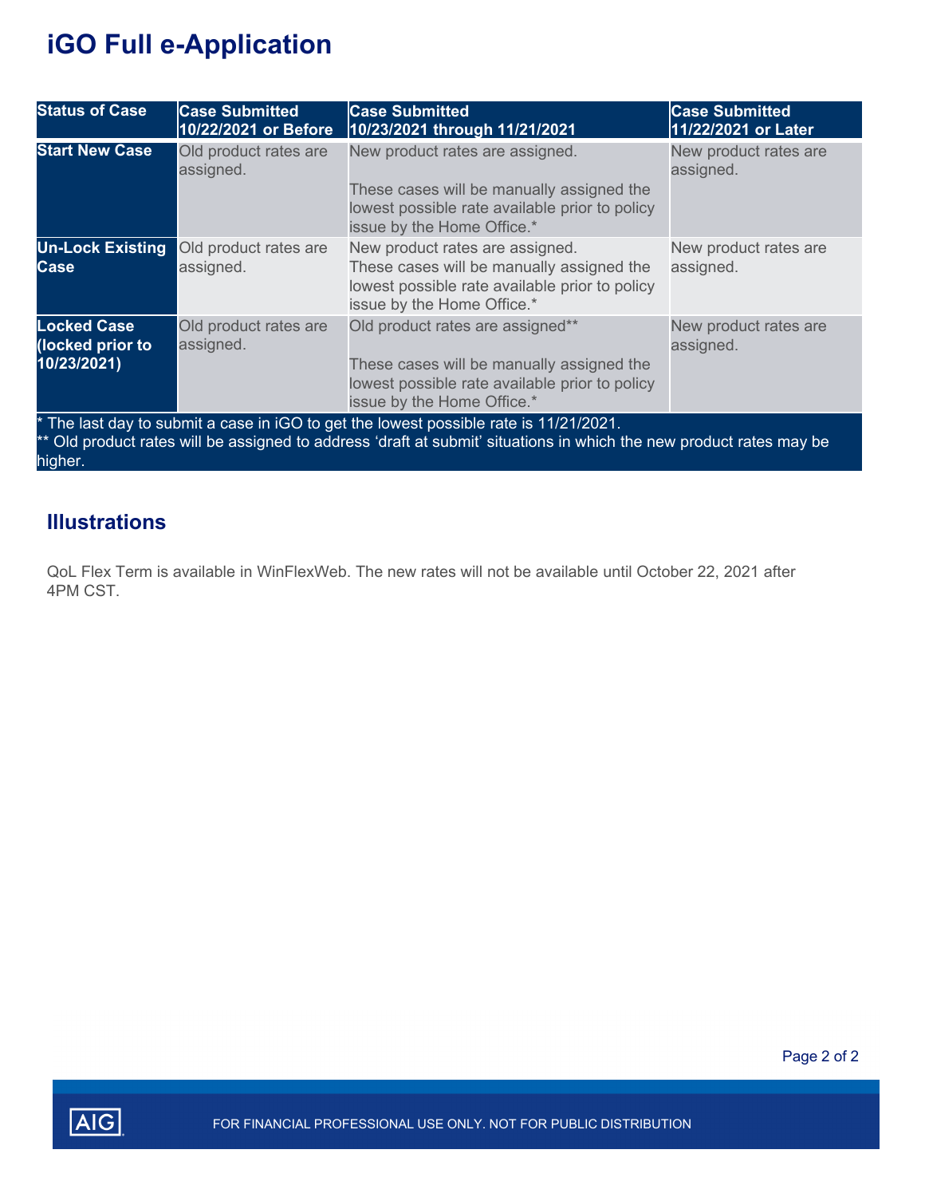# iGO Full e-Application

| Status of Case | Case Submitted 10/22/2021 or Before | Case Submitted 10/23/2021 through 11/21/2021 | Case Submitted 11/22/2021 or Later |
|---|---|---|---|
| **Start New Case** | Old product rates are assigned. | New product rates are assigned.<br><br>These cases will be manually assigned the lowest possible rate available prior to policy issue by the Home Office.* | New product rates are assigned. |
| **Un-Lock Existing Case** | Old product rates are assigned. | New product rates are assigned.<br>These cases will be manually assigned the lowest possible rate available prior to policy issue by the Home Office.* | New product rates are assigned. |
| **Locked Case (locked prior to 10/23/2021)** | Old product rates are assigned. | Old product rates are assigned**<br><br>These cases will be manually assigned the lowest possible rate available prior to policy issue by the Home Office.* | New product rates are assigned. |

* The last day to submit a case in iGO to get the lowest possible rate is 11/21/2021.
** Old product rates will be assigned to address 'draft at submit' situations in which the new product rates may be higher.

## Illustrations

QoL Flex Term is available in WinFlexWeb. The new rates will not be available until October 22, 2021 after 4PM CST.

FOR FINANCIAL PROFESSIONAL USE ONLY. NOT FOR PUBLIC DISTRIBUTION